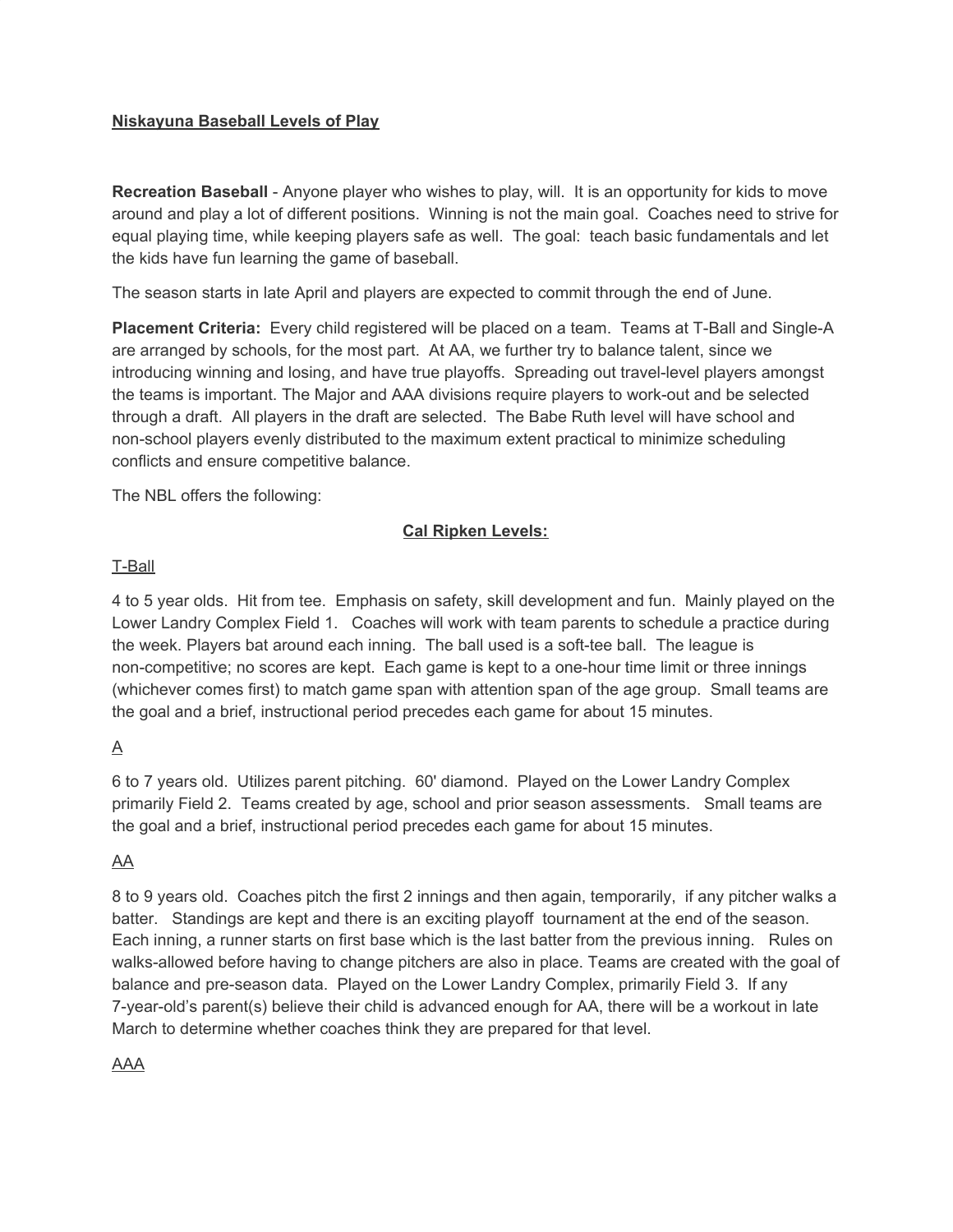## **Niskayuna Baseball Levels of Play**

**Recreation Baseball** - Anyone player who wishes to play, will. It is an opportunity for kids to move around and play a lot of different positions. Winning is not the main goal. Coaches need to strive for equal playing time, while keeping players safe as well. The goal: teach basic fundamentals and let the kids have fun learning the game of baseball.

The season starts in late April and players are expected to commit through the end of June.

**Placement Criteria:** Every child registered will be placed on a team. Teams at T-Ball and Single-A are arranged by schools, for the most part. At AA, we further try to balance talent, since we introducing winning and losing, and have true playoffs. Spreading out travel-level players amongst the teams is important. The Major and AAA divisions require players to work-out and be selected through a draft. All players in the draft are selected. The Babe Ruth level will have school and non-school players evenly distributed to the maximum extent practical to minimize scheduling conflicts and ensure competitive balance.

The NBL offers the following:

### **Cal Ripken Levels:**

#### T-Ball

4 to 5 year olds. Hit from tee. Emphasis on safety, skill development and fun. Mainly played on the Lower Landry Complex Field 1. Coaches will work with team parents to schedule a practice during the week. Players bat around each inning. The ball used is a soft-tee ball. The league is non-competitive; no scores are kept. Each game is kept to a one-hour time limit or three innings (whichever comes first) to match game span with attention span of the age group. Small teams are the goal and a brief, instructional period precedes each game for about 15 minutes.

#### A

6 to 7 years old. Utilizes parent pitching. 60' diamond. Played on the Lower Landry Complex primarily Field 2. Teams created by age, school and prior season assessments. Small teams are the goal and a brief, instructional period precedes each game for about 15 minutes.

#### AA

8 to 9 years old. Coaches pitch the first 2 innings and then again, temporarily, if any pitcher walks a batter. Standings are kept and there is an exciting playoff tournament at the end of the season. Each inning, a runner starts on first base which is the last batter from the previous inning. Rules on walks-allowed before having to change pitchers are also in place. Teams are created with the goal of balance and pre-season data. Played on the Lower Landry Complex, primarily Field 3. If any 7-year-old's parent(s) believe their child is advanced enough for AA, there will be a workout in late March to determine whether coaches think they are prepared for that level.

#### AAA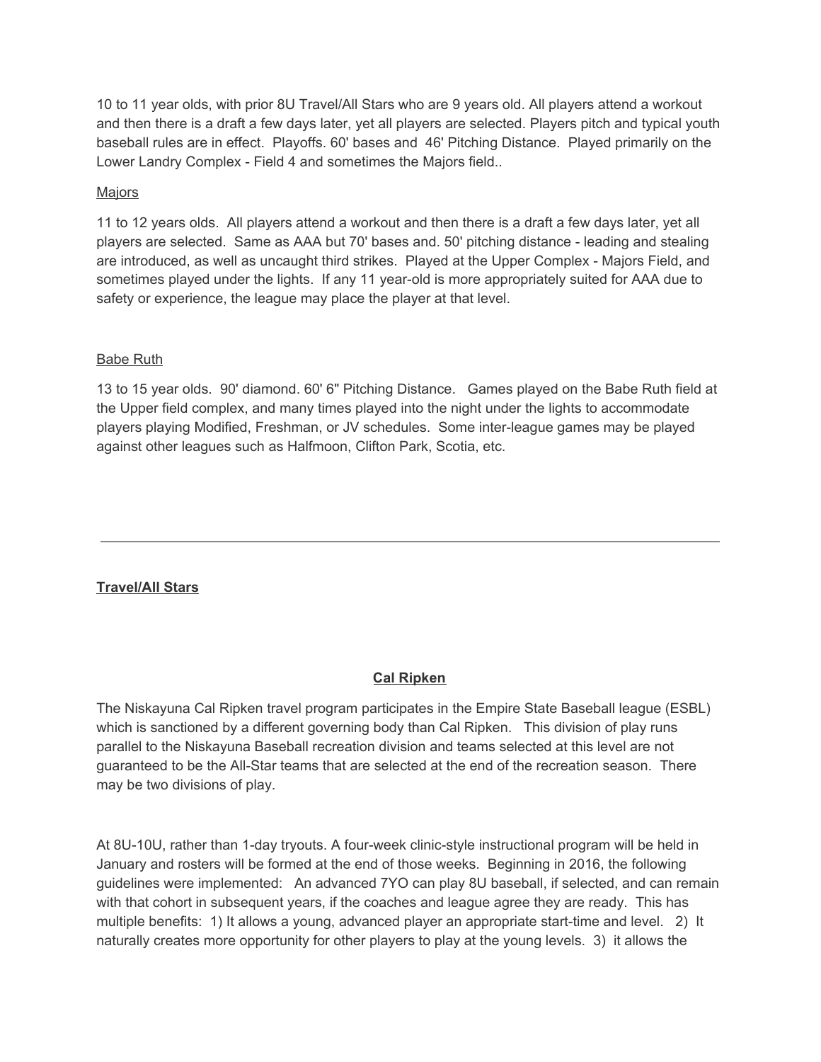10 to 11 year olds, with prior 8U Travel/All Stars who are 9 years old. All players attend a workout and then there is a draft a few days later, yet all players are selected. Players pitch and typical youth baseball rules are in effect. Playoffs. 60' bases and 46' Pitching Distance. Played primarily on the Lower Landry Complex - Field 4 and sometimes the Majors field..

<u>Majors</u>

11 to 12 years olds. All players attend a workout and then there is a draft a few days later, yet all players are selected. Same as AAA but 70' bases and. 50' pitching distance - leading and stealing are introduced, as well as uncaught third strikes. Played at the Upper Complex - Majors Field, and sometimes played under the lights. If any 11 year-old is more appropriately suited for AAA due to safety or experience, the league may place the player at that level.

<u>Babe Ruth</u>

13 to 15 year olds. 90' diamond. 60' 6" Pitching Distance. Games played on the Babe Ruth field at the Upper field complex, and many times played into the night under the lights to accommodate players playing Modified, Freshman, or JV schedules. Some inter-league games may be played against other leagues such as Halfmoon, Clifton Park, Scotia, etc.

---

## Travel/All Stars

### Cal Ripken

The Niskayuna Cal Ripken travel program participates in the Empire State Baseball league (ESBL) which is sanctioned by a different governing body than Cal Ripken. This division of play runs parallel to the Niskayuna Baseball recreation division and teams selected at this level are not guaranteed to be the All-Star teams that are selected at the end of the recreation season. There may be two divisions of play.

At 8U-10U, rather than 1-day tryouts. A four-week clinic-style instructional program will be held in January and rosters will be formed at the end of those weeks. Beginning in 2016, the following guidelines were implemented: An advanced 7YO can play 8U baseball, if selected, and can remain with that cohort in subsequent years, if the coaches and league agree they are ready. This has multiple benefits: 1) It allows a young, advanced player an appropriate start-time and level. 2) It naturally creates more opportunity for other players to play at the young levels. 3) it allows the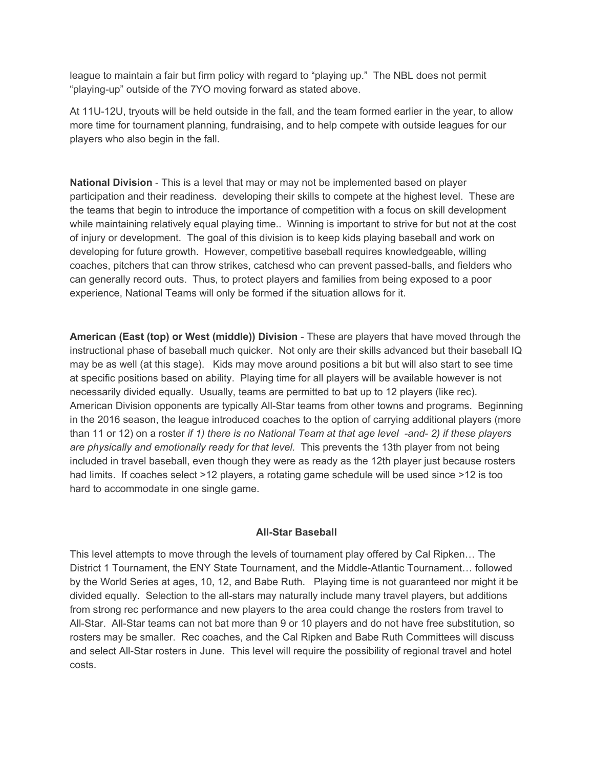league to maintain a fair but firm policy with regard to "playing up." The NBL does not permit "playing-up" outside of the 7YO moving forward as stated above.

At 11U-12U, tryouts will be held outside in the fall, and the team formed earlier in the year, to allow more time for tournament planning, fundraising, and to help compete with outside leagues for our players who also begin in the fall.

**National Division** - This is a level that may or may not be implemented based on player participation and their readiness. developing their skills to compete at the highest level. These are the teams that begin to introduce the importance of competition with a focus on skill development while maintaining relatively equal playing time.. Winning is important to strive for but not at the cost of injury or development. The goal of this division is to keep kids playing baseball and work on developing for future growth. However, competitive baseball requires knowledgeable, willing coaches, pitchers that can throw strikes, catchesd who can prevent passed-balls, and fielders who can generally record outs. Thus, to protect players and families from being exposed to a poor experience, National Teams will only be formed if the situation allows for it.

**American (East (top) or West (middle)) Division** - These are players that have moved through the instructional phase of baseball much quicker. Not only are their skills advanced but their baseball IQ may be as well (at this stage). Kids may move around positions a bit but will also start to see time at specific positions based on ability. Playing time for all players will be available however is not necessarily divided equally. Usually, teams are permitted to bat up to 12 players (like rec). American Division opponents are typically All-Star teams from other towns and programs. Beginning in the 2016 season, the league introduced coaches to the option of carrying additional players (more than 11 or 12) on a roster *if 1) there is no National Team at that age level -and- 2) if these players are physically and emotionally ready for that level.* This prevents the 13th player from not being included in travel baseball, even though they were as ready as the 12th player just because rosters had limits. If coaches select >12 players, a rotating game schedule will be used since >12 is too hard to accommodate in one single game.

**All-Star Baseball**

This level attempts to move through the levels of tournament play offered by Cal Ripken… The District 1 Tournament, the ENY State Tournament, and the Middle-Atlantic Tournament… followed by the World Series at ages, 10, 12, and Babe Ruth. Playing time is not guaranteed nor might it be divided equally. Selection to the all-stars may naturally include many travel players, but additions from strong rec performance and new players to the area could change the rosters from travel to All-Star. All-Star teams can not bat more than 9 or 10 players and do not have free substitution, so rosters may be smaller. Rec coaches, and the Cal Ripken and Babe Ruth Committees will discuss and select All-Star rosters in June. This level will require the possibility of regional travel and hotel costs.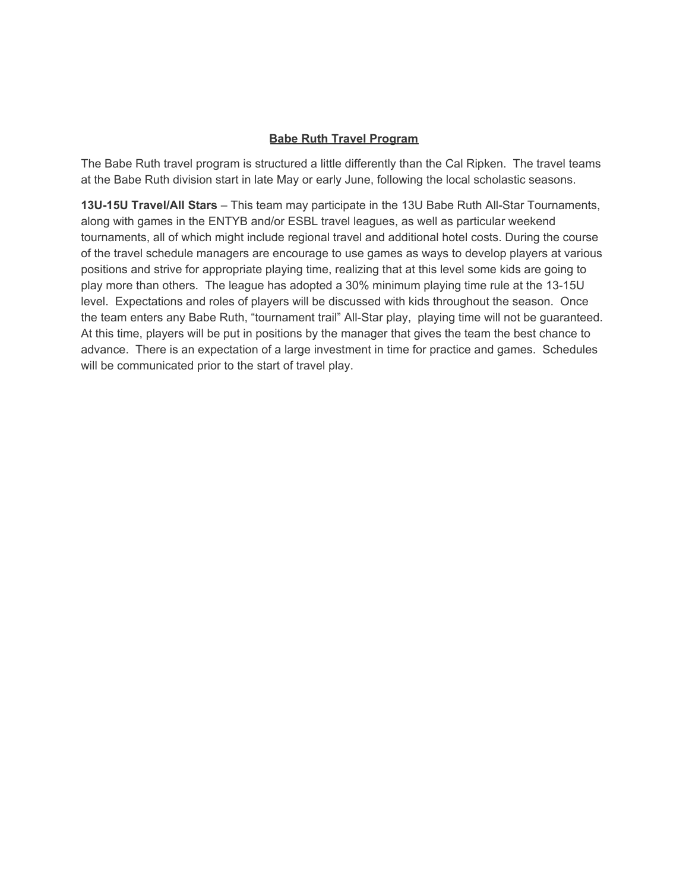## Babe Ruth Travel Program

The Babe Ruth travel program is structured a little differently than the Cal Ripken. The travel teams at the Babe Ruth division start in late May or early June, following the local scholastic seasons.

**13U-15U Travel/All Stars** – This team may participate in the 13U Babe Ruth All-Star Tournaments, along with games in the ENTYB and/or ESBL travel leagues, as well as particular weekend tournaments, all of which might include regional travel and additional hotel costs. During the course of the travel schedule managers are encourage to use games as ways to develop players at various positions and strive for appropriate playing time, realizing that at this level some kids are going to play more than others. The league has adopted a 30% minimum playing time rule at the 13-15U level. Expectations and roles of players will be discussed with kids throughout the season. Once the team enters any Babe Ruth, "tournament trail" All-Star play, playing time will not be guaranteed. At this time, players will be put in positions by the manager that gives the team the best chance to advance. There is an expectation of a large investment in time for practice and games. Schedules will be communicated prior to the start of travel play.